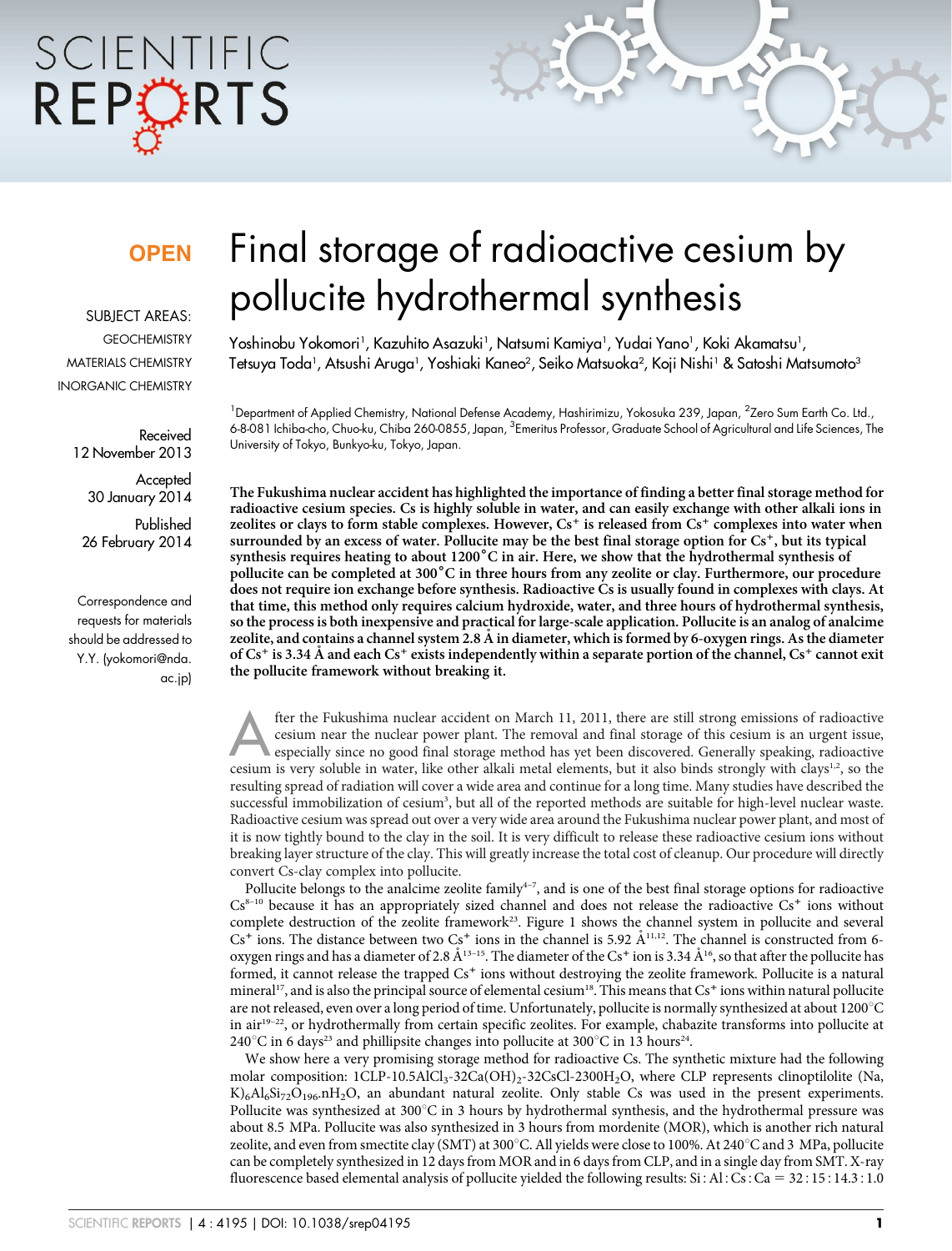OPEN

SUBJECT AREAS:
GEOCHEMISTRY
MATERIALS CHEMISTRY
INORGANIC CHEMISTRY

Received
12 November 2013

Accepted
30 January 2014

Published
26 February 2014

Correspondence and requests for materials should be addressed to Y.Y. (yokomori@nda.ac.jp)

# Final storage of radioactive cesium by pollucite hydrothermal synthesis

Yoshinobu Yokomori[1], Kazuhito Asazuki[1], Natsumi Kamiya[1], Yudai Yano[1], Koki Akamatsu[1], Tetsuya Toda[1], Atsushi Aruga[1], Yoshiaki Kaneo[2], Seiko Matsuoka[2], Koji Nishi[1] & Satoshi Matsumoto[3]

[1]Department of Applied Chemistry, National Defense Academy, Hashirimizu, Yokosuka 239, Japan, [2]Zero Sum Earth Co. Ltd., 6-8-081 Ichiba-cho, Chuo-ku, Chiba 260-0855, Japan, [3]Emeritus Professor, Graduate School of Agricultural and Life Sciences, The University of Tokyo, Bunkyo-ku, Tokyo, Japan.

**The Fukushima nuclear accident has highlighted the importance of finding a better final storage method for radioactive cesium species. Cs is highly soluble in water, and can easily exchange with other alkali ions in zeolites or clays to form stable complexes. However, $Cs^+$ is released from $Cs^+$ complexes into water when surrounded by an excess of water. Pollucite may be the best final storage option for $Cs^+$, but its typical synthesis requires heating to about 1200°C in air. Here, we show that the hydrothermal synthesis of pollucite can be completed at 300°C in three hours from any zeolite or clay. Furthermore, our procedure does not require ion exchange before synthesis. Radioactive Cs is usually found in complexes with clays. At that time, this method only requires calcium hydroxide, water, and three hours of hydrothermal synthesis, so the process is both inexpensive and practical for large-scale application. Pollucite is an analog of analcime zeolite, and contains a channel system 2.8 Å in diameter, which is formed by 6-oxygen rings. As the diameter of $Cs^+$ is 3.34 Å and each $Cs^+$ exists independently within a separate portion of the channel, $Cs^+$ cannot exit the pollucite framework without breaking it.**

After the Fukushima nuclear accident on March 11, 2011, there are still strong emissions of radioactive cesium near the nuclear power plant. The removal and final storage of this cesium is an urgent issue, especially since no good final storage method has yet been discovered. Generally speaking, radioactive cesium is very soluble in water, like other alkali metal elements, but it also binds strongly with clays[1,2], so the resulting spread of radiation will cover a wide area and continue for a long time. Many studies have described the successful immobilization of cesium[3], but all of the reported methods are suitable for high-level nuclear waste. Radioactive cesium was spread out over a very wide area around the Fukushima nuclear power plant, and most of it is now tightly bound to the clay in the soil. It is very difficult to release these radioactive cesium ions without breaking layer structure of the clay. This will greatly increase the total cost of cleanup. Our procedure will directly convert Cs-clay complex into pollucite.

Pollucite belongs to the analcime zeolite family[4–7], and is one of the best final storage options for radioactive Cs[8–10] because it has an appropriately sized channel and does not release the radioactive $Cs^+$ ions without complete destruction of the zeolite framework[23]. Figure 1 shows the channel system in pollucite and several $Cs^+$ ions. The distance between two $Cs^+$ ions in the channel is 5.92 Å[11,12]. The channel is constructed from 6-oxygen rings and has a diameter of 2.8 Å[13–15]. The diameter of the $Cs^+$ ion is 3.34 Å[16], so that after the pollucite has formed, it cannot release the trapped $Cs^+$ ions without destroying the zeolite framework. Pollucite is a natural mineral[17], and is also the principal source of elemental cesium[18]. This means that $Cs^+$ ions within natural pollucite are not released, even over a long period of time. Unfortunately, pollucite is normally synthesized at about 1200°C in air[19–22], or hydrothermally from certain specific zeolites. For example, chabazite transforms into pollucite at 240°C in 6 days[23] and phillipsite changes into pollucite at 300°C in 13 hours[24].

We show here a very promising storage method for radioactive Cs. The synthetic mixture had the following molar composition: 1CLP-10.5$AlCl_3$-32$Ca(OH)_2$-32CsCl-2300$H_2O$, where CLP represents clinoptilolite $(Na, K)_6Al_6Si_{72}O_{196}.nH_2O$, an abundant natural zeolite. Only stable Cs was used in the present experiments. Pollucite was synthesized at 300°C in 3 hours by hydrothermal synthesis, and the hydrothermal pressure was about 8.5 MPa. Pollucite was also synthesized in 3 hours from mordenite (MOR), which is another rich natural zeolite, and even from smectite clay (SMT) at 300°C. All yields were close to 100%. At 240°C and 3 MPa, pollucite can be completely synthesized in 12 days from MOR and in 6 days from CLP, and in a single day from SMT. X-ray fluorescence based elemental analysis of pollucite yielded the following results: Si : Al : Cs : Ca = 32 : 15 : 14.3 : 1.0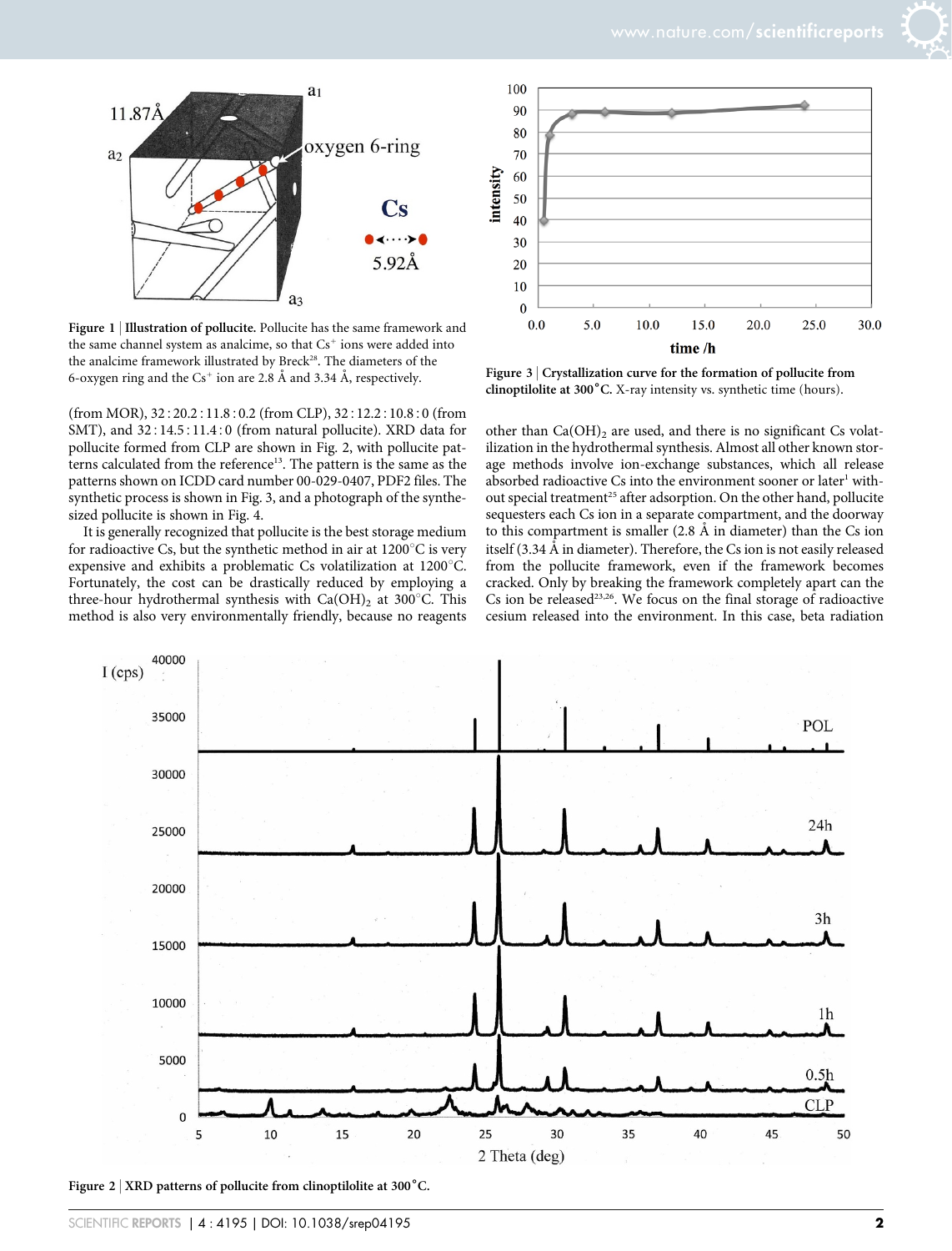Figure 1 | **Illustration of pollucite.** Pollucite has the same framework and the same channel system as analcime, so that $Cs^+$ ions were added into the analcime framework illustrated by Breck[28]. The diameters of the 6-oxygen ring and the $Cs^+$ ion are 2.8 Å and 3.34 Å, respectively.

Figure 3 | **Crystallization curve for the formation of pollucite from clinoptilolite at 300°C.** X-ray intensity vs. synthetic time (hours).

(from MOR), 32 : 20.2 : 11.8 : 0.2 (from CLP), 32 : 12.2 : 10.8 : 0 (from SMT), and 32 : 14.5 : 11.4 : 0 (from natural pollucite). XRD data for pollucite formed from CLP are shown in Fig. 2, with pollucite patterns calculated from the reference[13]. The pattern is the same as the patterns shown on ICDD card number 00-029-0407, PDF2 files. The synthetic process is shown in Fig. 3, and a photograph of the synthesized pollucite is shown in Fig. 4.

It is generally recognized that pollucite is the best storage medium for radioactive Cs, but the synthetic method in air at 1200°C is very expensive and exhibits a problematic Cs volatilization at 1200°C. Fortunately, the cost can be drastically reduced by employing a three-hour hydrothermal synthesis with $Ca(OH)_2$ at 300°C. This method is also very environmentally friendly, because no reagents other than $Ca(OH)_2$ are used, and there is no significant Cs volatilization in the hydrothermal synthesis. Almost all other known storage methods involve ion-exchange substances, which all release absorbed radioactive Cs into the environment sooner or later[1] without special treatment[25] after adsorption. On the other hand, pollucite sequesters each Cs ion in a separate compartment, and the doorway to this compartment is smaller (2.8 Å in diameter) than the Cs ion itself (3.34 Å in diameter). Therefore, the Cs ion is not easily released from the pollucite framework, even if the framework becomes cracked. Only by breaking the framework completely apart can the Cs ion be released[23,26]. We focus on the final storage of radioactive cesium released into the environment. In this case, beta radiation

Figure 2 | **XRD patterns of pollucite from clinoptilolite at 300°C.**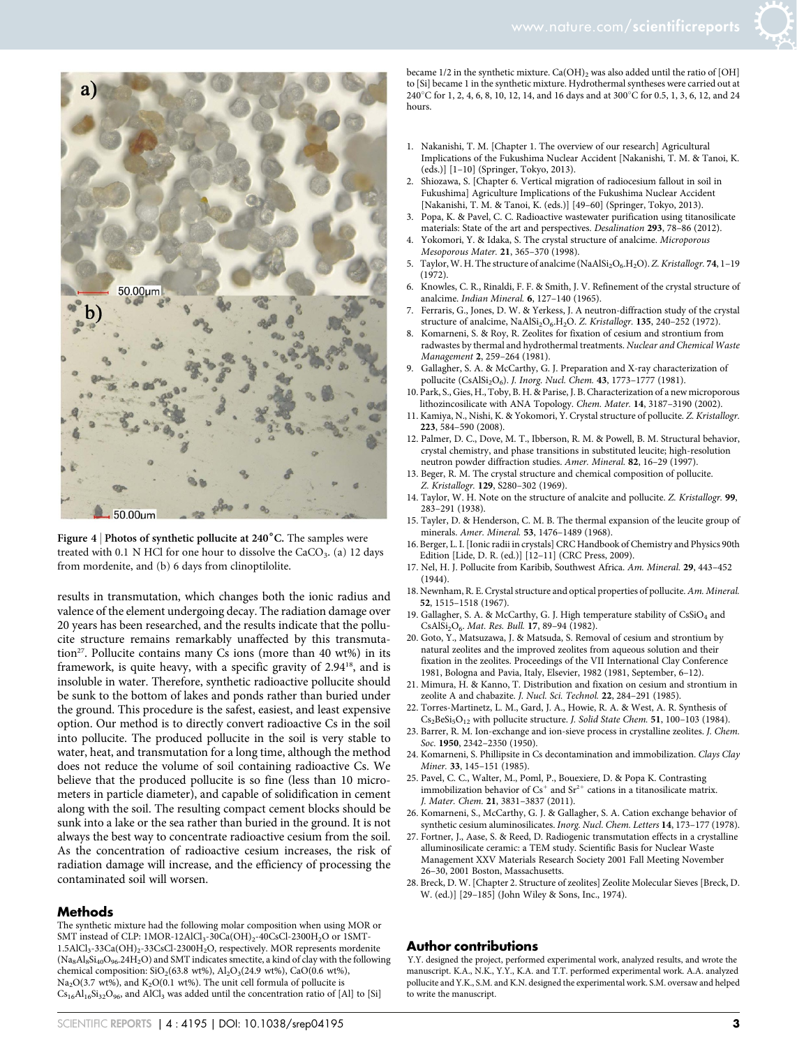Figure 4 | Photos of synthetic pollucite at 240°C. The samples were treated with 0.1 N HCl for one hour to dissolve the $CaCO_3$. (a) 12 days from mordenite, and (b) 6 days from clinoptilolite.

results in transmutation, which changes both the ionic radius and valence of the element undergoing decay. The radiation damage over 20 years has been researched, and the results indicate that the pollucite structure remains remarkably unaffected by this transmutation[27]. Pollucite contains many Cs ions (more than 40 wt%) in its framework, is quite heavy, with a specific gravity of 2.94[18], and is insoluble in water. Therefore, synthetic radioactive pollucite should be sunk to the bottom of lakes and ponds rather than buried under the ground. This procedure is the safest, easiest, and least expensive option. Our method is to directly convert radioactive Cs in the soil into pollucite. The produced pollucite in the soil is very stable to water, heat, and transmutation for a long time, although the method does not reduce the volume of soil containing radioactive Cs. We believe that the produced pollucite is so fine (less than 10 micrometers in particle diameter), and capable of solidification in cement along with the soil. The resulting compact cement blocks should be sunk into a lake or the sea rather than buried in the ground. It is not always the best way to concentrate radioactive cesium from the soil. As the concentration of radioactive cesium increases, the risk of radiation damage will increase, and the efficiency of processing the contaminated soil will worsen.

## Methods

The synthetic mixture had the following molar composition when using MOR or SMT instead of CLP: $1MOR\text{-}12AlCl_3\text{-}30Ca(OH)_2\text{-}40CsCl\text{-}2300H_2O$ or $1SMT\text{-}1.5AlCl_3\text{-}33Ca(OH)_2\text{-}33CsCl\text{-}2300H_2O$, respectively. MOR represents mordenite ($Na_8Al_8Si_{40}O_{96}.24H_2O$) and SMT indicates smectite, a kind of clay with the following chemical composition: $SiO_2$(63.8 wt%), $Al_2O_3$(24.9 wt%), CaO(0.6 wt%), $Na_2O$(3.7 wt%), and $K_2O$(0.1 wt%). The unit cell formula of pollucite is $Cs_{16}Al_{16}Si_{32}O_{96}$, and $AlCl_3$ was added until the concentration ratio of [Al] to [Si] became 1/2 in the synthetic mixture. $Ca(OH)_2$ was also added until the ratio of [OH] to [Si] became 1 in the synthetic mixture. Hydrothermal syntheses were carried out at 240°C for 1, 2, 4, 6, 8, 10, 12, 14, and 16 days and at 300°C for 0.5, 1, 3, 6, 12, and 24 hours.

1. Nakanishi, T. M. [Chapter 1. The overview of our research] Agricultural Implications of the Fukushima Nuclear Accident [Nakanishi, T. M. & Tanoi, K. (eds.)] [1–10] (Springer, Tokyo, 2013).
2. Shiozawa, S. [Chapter 6. Vertical migration of radiocesium fallout in soil in Fukushima] Agriculture Implications of the Fukushima Nuclear Accident [Nakanishi, T. M. & Tanoi, K. (eds.)] [49–60] (Springer, Tokyo, 2013).
3. Popa, K. & Pavel, C. C. Radioactive wastewater purification using titanosilicate materials: State of the art and perspectives. *Desalination* **293**, 78–86 (2012).
4. Yokomori, Y. & Idaka, S. The crystal structure of analcime. *Microporous Mesoporous Mater.* **21**, 365–370 (1998).
5. Taylor, W. H. The structure of analcime ($NaAlSi_2O_6.H_2O$). *Z. Kristallogr.* **74**, 1–19 (1972).
6. Knowles, C. R., Rinaldi, F. F. & Smith, J. V. Refinement of the crystal structure of analcime. *Indian Mineral.* **6**, 127–140 (1965).
7. Ferraris, G., Jones, D. W. & Yerkess, J. A neutron-diffraction study of the crystal structure of analcime, $NaAlSi_2O_6.H_2O$. *Z. Kristallogr.* **135**, 240–252 (1972).
8. Komarneni, S. & Roy, R. Zeolites for fixation of cesium and strontium from radwastes by thermal and hydrothermal treatments. *Nuclear and Chemical Waste Management* **2**, 259–264 (1981).
9. Gallagher, S. A. & McCarthy, G. J. Preparation and X-ray characterization of pollucite ($CsAlSi_2O_6$). *J. Inorg. Nucl. Chem.* **43**, 1773–1777 (1981).
10. Park, S., Gies, H., Toby, B. H. & Parise, J. B. Characterization of a new microporous lithozincosilicate with ANA Topology. *Chem. Mater.* **14**, 3187–3190 (2002).
11. Kamiya, N., Nishi, K. & Yokomori, Y. Crystal structure of pollucite. *Z. Kristallogr.* **223**, 584–590 (2008).
12. Palmer, D. C., Dove, M. T., Ibberson, R. M. & Powell, B. M. Structural behavior, crystal chemistry, and phase transitions in substituted leucite; high-resolution neutron powder diffraction studies. *Amer. Mineral.* **82**, 16–29 (1997).
13. Beger, R. M. The crystal structure and chemical composition of pollucite. *Z. Kristallogr.* **129**, S280–302 (1969).
14. Taylor, W. H. Note on the structure of analcite and pollucite. *Z. Kristallogr.* **99**, 283–291 (1938).
15. Tayler, D. & Henderson, C. M. B. The thermal expansion of the leucite group of minerals. *Amer. Mineral.* **53**, 1476–1489 (1968).
16. Berger, L. I. [Ionic radii in crystals] CRC Handbook of Chemistry and Physics 90th Edition [Lide, D. R. (ed.)] [12–11] (CRC Press, 2009).
17. Nel, H. J. Pollucite from Karibib, Southwest Africa. *Am. Mineral.* **29**, 443–452 (1944).
18. Newnham, R. E. Crystal structure and optical properties of pollucite. *Am. Mineral.* **52**, 1515–1518 (1967).
19. Gallagher, S. A. & McCarthy, G. J. High temperature stability of $CsSiO_4$ and $CsAlSi_2O_6$. *Mat. Res. Bull.* **17**, 89–94 (1982).
20. Goto, Y., Matsuzawa, J. & Matsuda, S. Removal of cesium and strontium by natural zeolites and the improved zeolites from aqueous solution and their fixation in the zeolites. Proceedings of the VII International Clay Conference 1981, Bologna and Pavia, Italy, Elsevier, 1982 (1981, September, 6–12).
21. Mimura, H. & Kanno, T. Distribution and fixation on cesium and strontium in zeolite A and chabazite. *J. Nucl. Sci. Technol.* **22**, 284–291 (1985).
22. Torres-Martinetz, L. M., Gard, J. A., Howie, R. A. & West, A. R. Synthesis of $Cs_2BeSi_5O_{12}$ with pollucite structure. *J. Solid State Chem.* **51**, 100–103 (1984).
23. Barrer, R. M. Ion-exchange and ion-sieve process in crystalline zeolites. *J. Chem. Soc.* **1950**, 2342–2350 (1950).
24. Komarneni, S. Phillipsite in Cs decontamination and immobilization. *Clays Clay Miner.* **33**, 145–151 (1985).
25. Pavel, C. C., Walter, M., Poml, P., Bouexiere, D. & Popa K. Contrasting immobilization behavior of $Cs^{+}$ and $Sr^{2+}$ cations in a titanosilicate matrix. *J. Mater. Chem.* **21**, 3831–3837 (2011).
26. Komarneni, S., McCarthy, G. J. & Gallagher, S. A. Cation exchange behavior of synthetic cesium aluminosilicates. *Inorg. Nucl. Chem. Letters* **14**, 173–177 (1978).
27. Fortner, J., Aase, S. & Reed, D. Radiogenic transmutation effects in a crystalline alluminosilicate ceramic: a TEM study. Scientific Basis for Nuclear Waste Management XXV Materials Research Society 2001 Fall Meeting November 26–30, 2001 Boston, Massachusetts.
28. Breck, D. W. [Chapter 2. Structure of zeolites] Zeolite Molecular Sieves [Breck, D. W. (ed.)] [29–185] (John Wiley & Sons, Inc., 1974).

## Author contributions

Y.Y. designed the project, performed experimental work, analyzed results, and wrote the manuscript. K.A., N.K., Y.Y., K.A. and T.T. performed experimental work. A.A. analyzed pollucite and Y.K., S.M. and K.N. designed the experimental work. S.M. oversaw and helped to write the manuscript.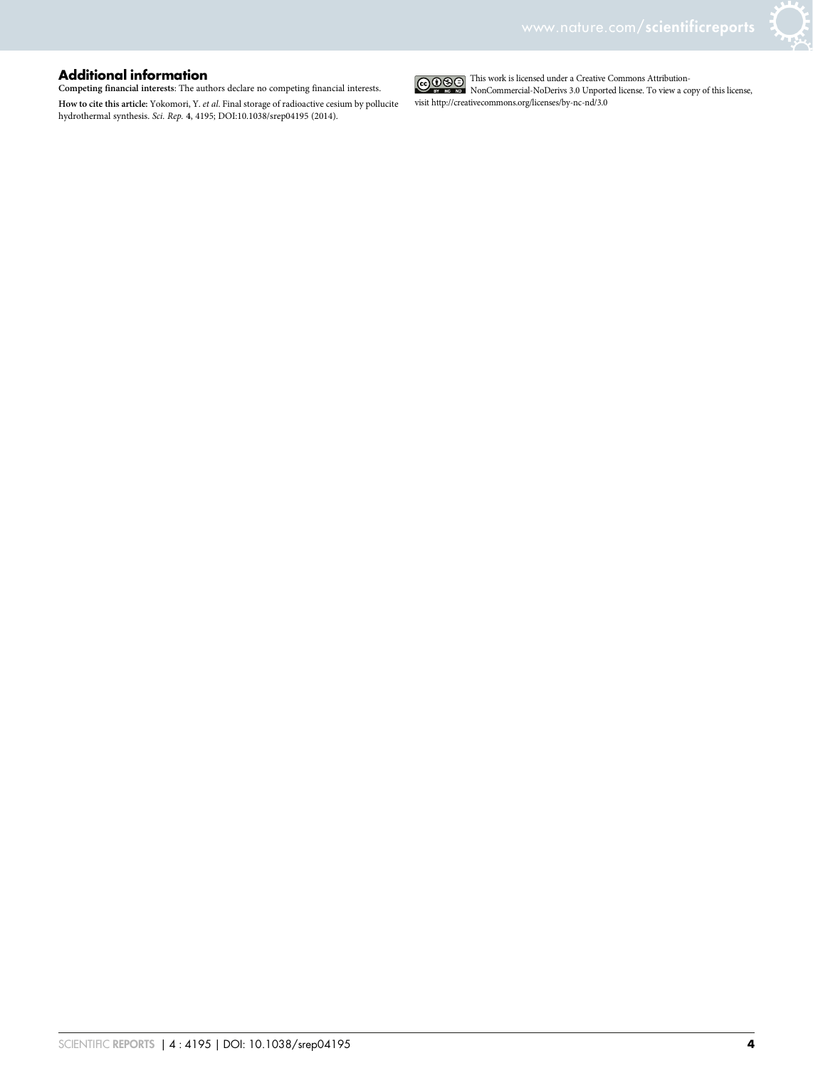## Additional information

**Competing financial interests**: The authors declare no competing financial interests.

**How to cite this article:** Yokomori, Y. *et al*. Final storage of radioactive cesium by pollucite hydrothermal synthesis. *Sci. Rep.* **4**, 4195; DOI:10.1038/srep04195 (2014).

This work is licensed under a Creative Commons Attribution-NonCommercial-NoDerivs 3.0 Unported license. To view a copy of this license, visit http://creativecommons.org/licenses/by-nc-nd/3.0